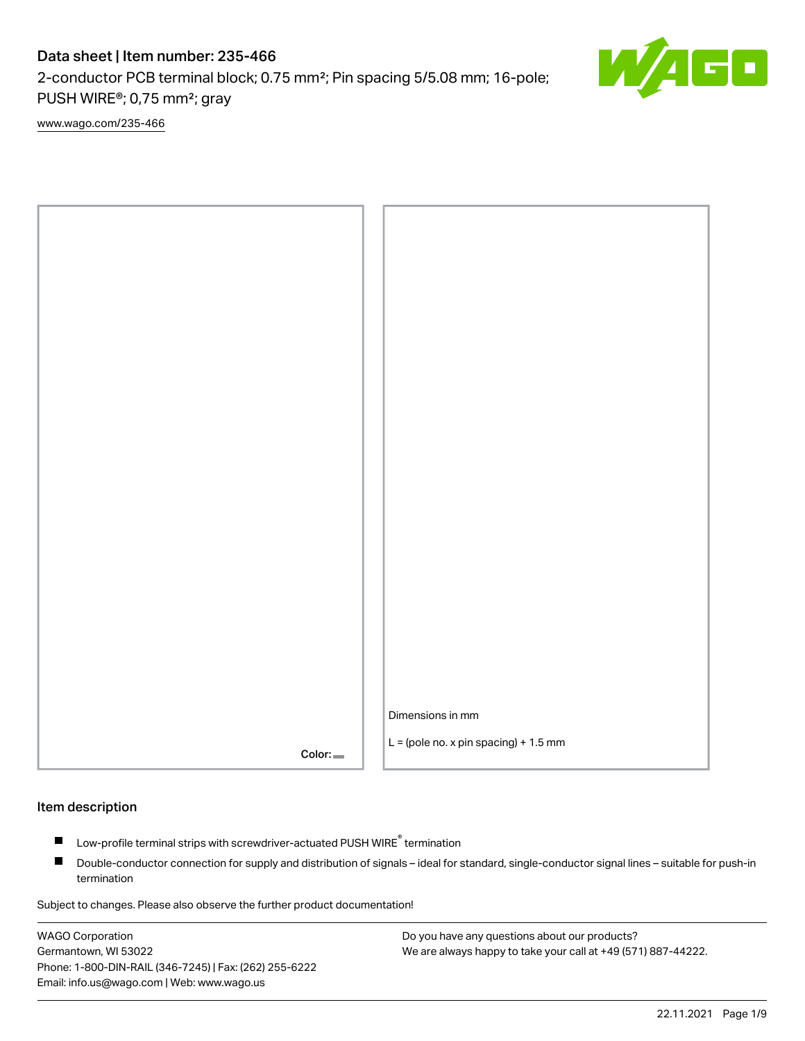# Data sheet | Item number: 235-466

2-conductor PCB terminal block; 0.75 mm²; Pin spacing 5/5.08 mm; 16-pole; PUSH WIRE®; 0,75 mm²; gray

www.wago.com/235-466

Color:

Dimensions in mm

L = (pole no. x pin spacing) + 1.5 mm

## Item description

- Low-profile terminal strips with screwdriver-actuated PUSH WIRE® termination
- Double-conductor connection for supply and distribution of signals – ideal for standard, single-conductor signal lines – suitable for push-in termination

Subject to changes. Please also observe the further product documentation!

WAGO Corporation
Germantown, WI 53022
Phone: 1-800-DIN-RAIL (346-7245) | Fax: (262) 255-6222
Email: info.us@wago.com | Web: www.wago.us

Do you have any questions about our products?
We are always happy to take your call at +49 (571) 887-44222.

22.11.2021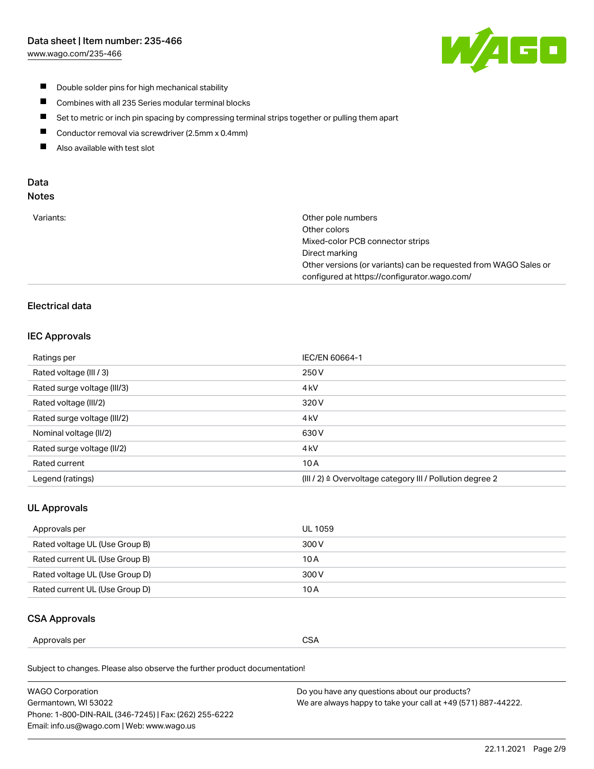- Double solder pins for high mechanical stability
- Combines with all 235 Series modular terminal blocks
- Set to metric or inch pin spacing by compressing terminal strips together or pulling them apart
- Conductor removal via screwdriver (2.5mm x 0.4mm)
- Also available with test slot

## Data

### Notes

| | |
|---|---|
| Variants: | Other pole numbers<br>Other colors<br>Mixed-color PCB connector strips<br>Direct marking<br>Other versions (or variants) can be requested from WAGO Sales or configured at https://configurator.wago.com/ |

### Electrical data

#### IEC Approvals

| | |
|---|---|
| Ratings per | IEC/EN 60664-1 |
| Rated voltage (III / 3) | 250 V |
| Rated surge voltage (III/3) | 4 kV |
| Rated voltage (III/2) | 320 V |
| Rated surge voltage (III/2) | 4 kV |
| Nominal voltage (II/2) | 630 V |
| Rated surge voltage (II/2) | 4 kV |
| Rated current | 10 A |
| Legend (ratings) | (III / 2) ≙ Overvoltage category III / Pollution degree 2 |

#### UL Approvals

| | |
|---|---|
| Approvals per | UL 1059 |
| Rated voltage UL (Use Group B) | 300 V |
| Rated current UL (Use Group B) | 10 A |
| Rated voltage UL (Use Group D) | 300 V |
| Rated current UL (Use Group D) | 10 A |

#### CSA Approvals

| | |
|---|---|
| Approvals per | CSA |

Subject to changes. Please also observe the further product documentation!

WAGO Corporation
Germantown, WI 53022
Phone: 1-800-DIN-RAIL (346-7245) | Fax: (262) 255-6222
Email: info.us@wago.com | Web: www.wago.us

Do you have any questions about our products?
We are always happy to take your call at +49 (571) 887-44222.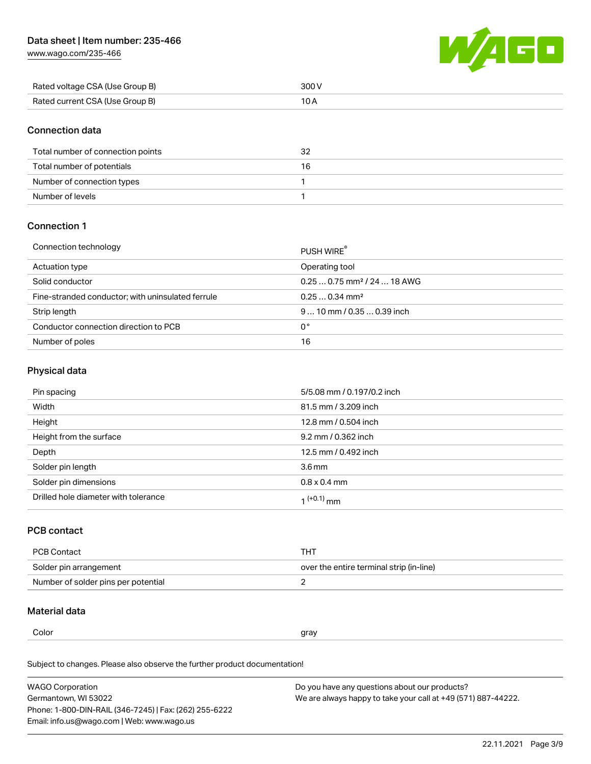| | |
|---|---|
| Rated voltage CSA (Use Group B) | 300 V |
| Rated current CSA (Use Group B) | 10 A |

## Connection data

| | |
|---|---|
| Total number of connection points | 32 |
| Total number of potentials | 16 |
| Number of connection types | 1 |
| Number of levels | 1 |

## Connection 1

| | |
|---|---|
| Connection technology | PUSH WIRE® |
| Actuation type | Operating tool |
| Solid conductor | 0.25 … 0.75 mm² / 24 … 18 AWG |
| Fine-stranded conductor; with uninsulated ferrule | 0.25 … 0.34 mm² |
| Strip length | 9 … 10 mm / 0.35 … 0.39 inch |
| Conductor connection direction to PCB | 0 ° |
| Number of poles | 16 |

## Physical data

| | |
|---|---|
| Pin spacing | 5/5.08 mm / 0.197/0.2 inch |
| Width | 81.5 mm / 3.209 inch |
| Height | 12.8 mm / 0.504 inch |
| Height from the surface | 9.2 mm / 0.362 inch |
| Depth | 12.5 mm / 0.492 inch |
| Solder pin length | 3.6 mm |
| Solder pin dimensions | 0.8 x 0.4 mm |
| Drilled hole diameter with tolerance | $1^{(+0.1)}$ mm |

## PCB contact

| | |
|---|---|
| PCB Contact | THT |
| Solder pin arrangement | over the entire terminal strip (in-line) |
| Number of solder pins per potential | 2 |

## Material data

| | |
|---|---|
| Color | gray |

Subject to changes. Please also observe the further product documentation!

WAGO Corporation
Germantown, WI 53022
Phone: 1-800-DIN-RAIL (346-7245) | Fax: (262) 255-6222
Email: info.us@wago.com | Web: www.wago.us

Do you have any questions about our products?
We are always happy to take your call at +49 (571) 887-44222.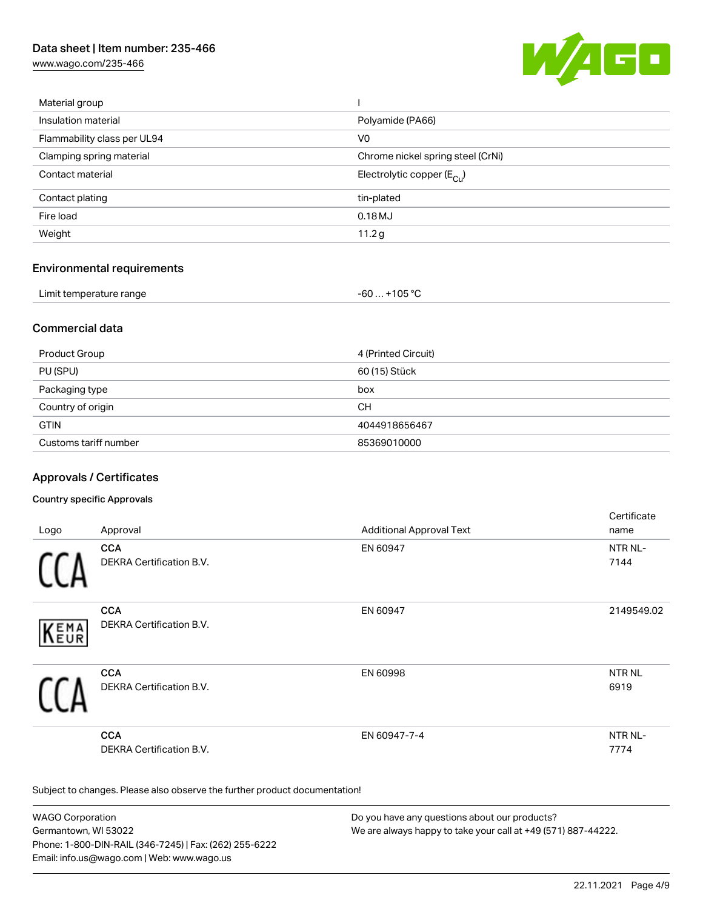| | |
|---|---|
| Material group | I |
| Insulation material | Polyamide (PA66) |
| Flammability class per UL94 | V0 |
| Clamping spring material | Chrome nickel spring steel (CrNi) |
| Contact material | Electrolytic copper ($E_{Cu}$) |
| Contact plating | tin-plated |
| Fire load | 0.18 MJ |
| Weight | 11.2 g |

## Environmental requirements

| | |
|---|---|
| Limit temperature range | -60 … +105 °C |

## Commercial data

| | |
|---|---|
| Product Group | 4 (Printed Circuit) |
| PU (SPU) | 60 (15) Stück |
| Packaging type | box |
| Country of origin | CH |
| GTIN | 4044918656467 |
| Customs tariff number | 85369010000 |

## Approvals / Certificates

### Country specific Approvals

| Logo | Approval | Additional Approval Text | Certificate name |
|---|---|---|---|
| CCA | **CCA** DEKRA Certification B.V. | EN 60947 | NTR NL-7144 |
| KEMA EUR | **CCA** DEKRA Certification B.V. | EN 60947 | 2149549.02 |
| CCA | **CCA** DEKRA Certification B.V. | EN 60998 | NTR NL 6919 |
| | **CCA** DEKRA Certification B.V. | EN 60947-7-4 | NTR NL-7774 |

Subject to changes. Please also observe the further product documentation!

WAGO Corporation
Germantown, WI 53022
Phone: 1-800-DIN-RAIL (346-7245) | Fax: (262) 255-6222
Email: info.us@wago.com | Web: www.wago.us

Do you have any questions about our products?
We are always happy to take your call at +49 (571) 887-44222.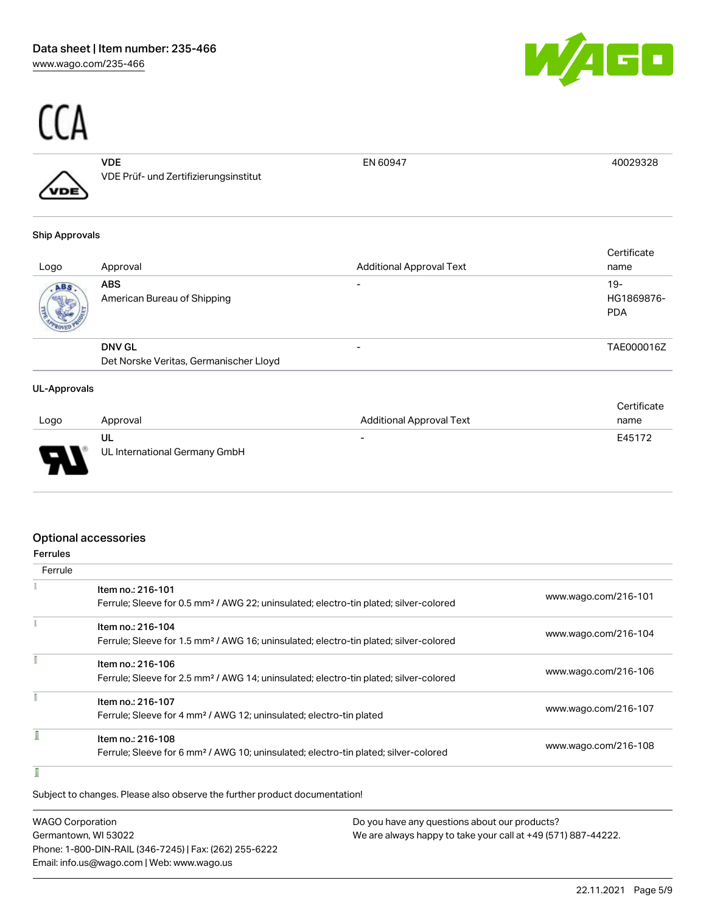CCA

| | | | |
|---|---|---|---|
| | **VDE**<br>VDE Prüf- und Zertifizierungsinstitut | EN 60947 | 40029328 |

#### Ship Approvals

| Logo | Approval | Additional Approval Text | Certificate name |
|---|---|---|---|
| | **ABS**<br>American Bureau of Shipping | - | 19-HG1869876-PDA |
| | **DNV GL**<br>Det Norske Veritas, Germanischer Lloyd | - | TAE000016Z |

#### UL-Approvals

| Logo | Approval | Additional Approval Text | Certificate name |
|---|---|---|---|
| | **UL**<br>UL International Germany GmbH | - | E45172 |

## Optional accessories

#### Ferrules

| Ferrule | | |
|---|---|---|
| | Item no.: 216-101<br>Ferrule; Sleeve for 0.5 mm² / AWG 22; uninsulated; electro-tin plated; silver-colored | www.wago.com/216-101 |
| | Item no.: 216-104<br>Ferrule; Sleeve for 1.5 mm² / AWG 16; uninsulated; electro-tin plated; silver-colored | www.wago.com/216-104 |
| | Item no.: 216-106<br>Ferrule; Sleeve for 2.5 mm² / AWG 14; uninsulated; electro-tin plated; silver-colored | www.wago.com/216-106 |
| | Item no.: 216-107<br>Ferrule; Sleeve for 4 mm² / AWG 12; uninsulated; electro-tin plated | www.wago.com/216-107 |
| | Item no.: 216-108<br>Ferrule; Sleeve for 6 mm² / AWG 10; uninsulated; electro-tin plated; silver-colored | www.wago.com/216-108 |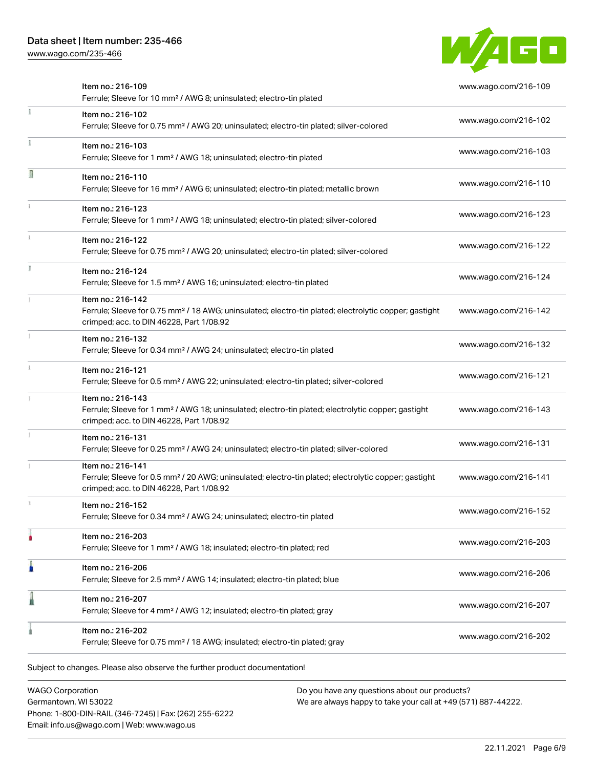| Item | URL |
| --- | --- |
| Item no.: 216-109<br>Ferrule; Sleeve for 10 mm² / AWG 8; uninsulated; electro-tin plated | www.wago.com/216-109 |
| Item no.: 216-102<br>Ferrule; Sleeve for 0.75 mm² / AWG 20; uninsulated; electro-tin plated; silver-colored | www.wago.com/216-102 |
| Item no.: 216-103<br>Ferrule; Sleeve for 1 mm² / AWG 18; uninsulated; electro-tin plated | www.wago.com/216-103 |
| Item no.: 216-110<br>Ferrule; Sleeve for 16 mm² / AWG 6; uninsulated; electro-tin plated; metallic brown | www.wago.com/216-110 |
| Item no.: 216-123<br>Ferrule; Sleeve for 1 mm² / AWG 18; uninsulated; electro-tin plated; silver-colored | www.wago.com/216-123 |
| Item no.: 216-122<br>Ferrule; Sleeve for 0.75 mm² / AWG 20; uninsulated; electro-tin plated; silver-colored | www.wago.com/216-122 |
| Item no.: 216-124<br>Ferrule; Sleeve for 1.5 mm² / AWG 16; uninsulated; electro-tin plated | www.wago.com/216-124 |
| Item no.: 216-142<br>Ferrule; Sleeve for 0.75 mm² / 18 AWG; uninsulated; electro-tin plated; electrolytic copper; gastight crimped; acc. to DIN 46228, Part 1/08.92 | www.wago.com/216-142 |
| Item no.: 216-132<br>Ferrule; Sleeve for 0.34 mm² / AWG 24; uninsulated; electro-tin plated | www.wago.com/216-132 |
| Item no.: 216-121<br>Ferrule; Sleeve for 0.5 mm² / AWG 22; uninsulated; electro-tin plated; silver-colored | www.wago.com/216-121 |
| Item no.: 216-143<br>Ferrule; Sleeve for 1 mm² / AWG 18; uninsulated; electro-tin plated; electrolytic copper; gastight crimped; acc. to DIN 46228, Part 1/08.92 | www.wago.com/216-143 |
| Item no.: 216-131<br>Ferrule; Sleeve for 0.25 mm² / AWG 24; uninsulated; electro-tin plated; silver-colored | www.wago.com/216-131 |
| Item no.: 216-141<br>Ferrule; Sleeve for 0.5 mm² / 20 AWG; uninsulated; electro-tin plated; electrolytic copper; gastight crimped; acc. to DIN 46228, Part 1/08.92 | www.wago.com/216-141 |
| Item no.: 216-152<br>Ferrule; Sleeve for 0.34 mm² / AWG 24; uninsulated; electro-tin plated | www.wago.com/216-152 |
| Item no.: 216-203<br>Ferrule; Sleeve for 1 mm² / AWG 18; insulated; electro-tin plated; red | www.wago.com/216-203 |
| Item no.: 216-206<br>Ferrule; Sleeve for 2.5 mm² / AWG 14; insulated; electro-tin plated; blue | www.wago.com/216-206 |
| Item no.: 216-207<br>Ferrule; Sleeve for 4 mm² / AWG 12; insulated; electro-tin plated; gray | www.wago.com/216-207 |
| Item no.: 216-202<br>Ferrule; Sleeve for 0.75 mm² / 18 AWG; insulated; electro-tin plated; gray | www.wago.com/216-202 |

Subject to changes. Please also observe the further product documentation!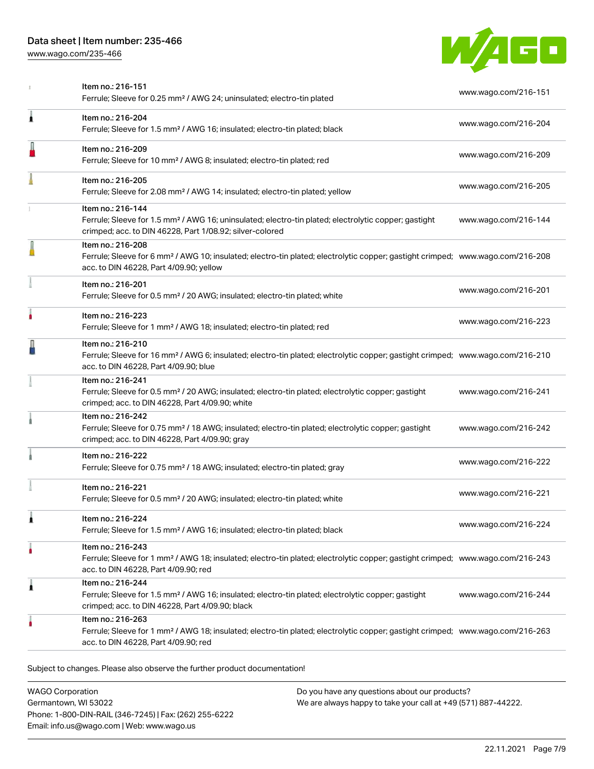| Item | Link |
|---|---|
| Item no.: 216-151<br>Ferrule; Sleeve for 0.25 mm² / AWG 24; uninsulated; electro-tin plated | www.wago.com/216-151 |
| Item no.: 216-204<br>Ferrule; Sleeve for 1.5 mm² / AWG 16; insulated; electro-tin plated; black | www.wago.com/216-204 |
| Item no.: 216-209<br>Ferrule; Sleeve for 10 mm² / AWG 8; insulated; electro-tin plated; red | www.wago.com/216-209 |
| Item no.: 216-205<br>Ferrule; Sleeve for 2.08 mm² / AWG 14; insulated; electro-tin plated; yellow | www.wago.com/216-205 |
| Item no.: 216-144<br>Ferrule; Sleeve for 1.5 mm² / AWG 16; uninsulated; electro-tin plated; electrolytic copper; gastight crimped; acc. to DIN 46228, Part 1/08.92; silver-colored | www.wago.com/216-144 |
| Item no.: 216-208<br>Ferrule; Sleeve for 6 mm² / AWG 10; insulated; electro-tin plated; electrolytic copper; gastight crimped; acc. to DIN 46228, Part 4/09.90; yellow | www.wago.com/216-208 |
| Item no.: 216-201<br>Ferrule; Sleeve for 0.5 mm² / 20 AWG; insulated; electro-tin plated; white | www.wago.com/216-201 |
| Item no.: 216-223<br>Ferrule; Sleeve for 1 mm² / AWG 18; insulated; electro-tin plated; red | www.wago.com/216-223 |
| Item no.: 216-210<br>Ferrule; Sleeve for 16 mm² / AWG 6; insulated; electro-tin plated; electrolytic copper; gastight crimped; acc. to DIN 46228, Part 4/09.90; blue | www.wago.com/216-210 |
| Item no.: 216-241<br>Ferrule; Sleeve for 0.5 mm² / 20 AWG; insulated; electro-tin plated; electrolytic copper; gastight crimped; acc. to DIN 46228, Part 4/09.90; white | www.wago.com/216-241 |
| Item no.: 216-242<br>Ferrule; Sleeve for 0.75 mm² / 18 AWG; insulated; electro-tin plated; electrolytic copper; gastight crimped; acc. to DIN 46228, Part 4/09.90; gray | www.wago.com/216-242 |
| Item no.: 216-222<br>Ferrule; Sleeve for 0.75 mm² / 18 AWG; insulated; electro-tin plated; gray | www.wago.com/216-222 |
| Item no.: 216-221<br>Ferrule; Sleeve for 0.5 mm² / 20 AWG; insulated; electro-tin plated; white | www.wago.com/216-221 |
| Item no.: 216-224<br>Ferrule; Sleeve for 1.5 mm² / AWG 16; insulated; electro-tin plated; black | www.wago.com/216-224 |
| Item no.: 216-243<br>Ferrule; Sleeve for 1 mm² / AWG 18; insulated; electro-tin plated; electrolytic copper; gastight crimped; acc. to DIN 46228, Part 4/09.90; red | www.wago.com/216-243 |
| Item no.: 216-244<br>Ferrule; Sleeve for 1.5 mm² / AWG 16; insulated; electro-tin plated; electrolytic copper; gastight crimped; acc. to DIN 46228, Part 4/09.90; black | www.wago.com/216-244 |
| Item no.: 216-263<br>Ferrule; Sleeve for 1 mm² / AWG 18; insulated; electro-tin plated; electrolytic copper; gastight crimped; acc. to DIN 46228, Part 4/09.90; red | www.wago.com/216-263 |

Subject to changes. Please also observe the further product documentation!

WAGO Corporation
Germantown, WI 53022
Phone: 1-800-DIN-RAIL (346-7245) | Fax: (262) 255-6222
Email: info.us@wago.com | Web: www.wago.us

Do you have any questions about our products?
We are always happy to take your call at +49 (571) 887-44222.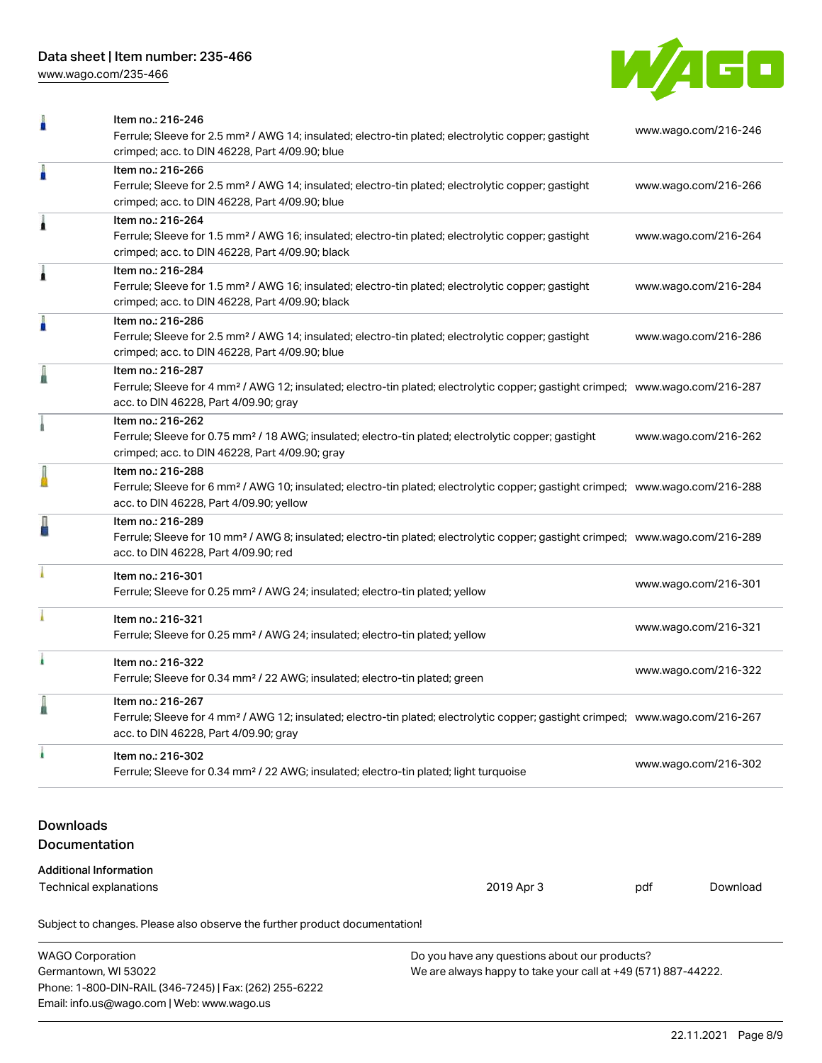| Item | URL |
| --- | --- |
| Item no.: 216-246<br>Ferrule; Sleeve for 2.5 mm² / AWG 14; insulated; electro-tin plated; electrolytic copper; gastight crimped; acc. to DIN 46228, Part 4/09.90; blue | www.wago.com/216-246 |
| Item no.: 216-266<br>Ferrule; Sleeve for 2.5 mm² / AWG 14; insulated; electro-tin plated; electrolytic copper; gastight crimped; acc. to DIN 46228, Part 4/09.90; blue | www.wago.com/216-266 |
| Item no.: 216-264<br>Ferrule; Sleeve for 1.5 mm² / AWG 16; insulated; electro-tin plated; electrolytic copper; gastight crimped; acc. to DIN 46228, Part 4/09.90; black | www.wago.com/216-264 |
| Item no.: 216-284<br>Ferrule; Sleeve for 1.5 mm² / AWG 16; insulated; electro-tin plated; electrolytic copper; gastight crimped; acc. to DIN 46228, Part 4/09.90; black | www.wago.com/216-284 |
| Item no.: 216-286<br>Ferrule; Sleeve for 2.5 mm² / AWG 14; insulated; electro-tin plated; electrolytic copper; gastight crimped; acc. to DIN 46228, Part 4/09.90; blue | www.wago.com/216-286 |
| Item no.: 216-287<br>Ferrule; Sleeve for 4 mm² / AWG 12; insulated; electro-tin plated; electrolytic copper; gastight crimped; acc. to DIN 46228, Part 4/09.90; gray | www.wago.com/216-287 |
| Item no.: 216-262<br>Ferrule; Sleeve for 0.75 mm² / 18 AWG; insulated; electro-tin plated; electrolytic copper; gastight crimped; acc. to DIN 46228, Part 4/09.90; gray | www.wago.com/216-262 |
| Item no.: 216-288<br>Ferrule; Sleeve for 6 mm² / AWG 10; insulated; electro-tin plated; electrolytic copper; gastight crimped; acc. to DIN 46228, Part 4/09.90; yellow | www.wago.com/216-288 |
| Item no.: 216-289<br>Ferrule; Sleeve for 10 mm² / AWG 8; insulated; electro-tin plated; electrolytic copper; gastight crimped; acc. to DIN 46228, Part 4/09.90; red | www.wago.com/216-289 |
| Item no.: 216-301<br>Ferrule; Sleeve for 0.25 mm² / AWG 24; insulated; electro-tin plated; yellow | www.wago.com/216-301 |
| Item no.: 216-321<br>Ferrule; Sleeve for 0.25 mm² / AWG 24; insulated; electro-tin plated; yellow | www.wago.com/216-321 |
| Item no.: 216-322<br>Ferrule; Sleeve for 0.34 mm² / 22 AWG; insulated; electro-tin plated; green | www.wago.com/216-322 |
| Item no.: 216-267<br>Ferrule; Sleeve for 4 mm² / AWG 12; insulated; electro-tin plated; electrolytic copper; gastight crimped; acc. to DIN 46228, Part 4/09.90; gray | www.wago.com/216-267 |
| Item no.: 216-302<br>Ferrule; Sleeve for 0.34 mm² / 22 AWG; insulated; electro-tin plated; light turquoise | www.wago.com/216-302 |

## Downloads

### Documentation

**Additional Information**

| Technical explanations | 2019 Apr 3 | pdf | Download |
| --- | --- | --- | --- |

Subject to changes. Please also observe the further product documentation!

WAGO Corporation
Germantown, WI 53022
Phone: 1-800-DIN-RAIL (346-7245) | Fax: (262) 255-6222
Email: info.us@wago.com | Web: www.wago.us

Do you have any questions about our products?
We are always happy to take your call at +49 (571) 887-44222.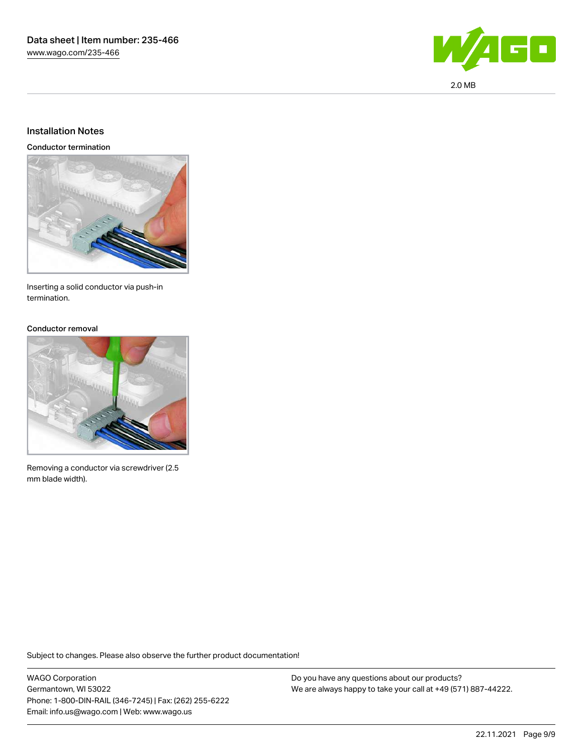## Installation Notes

### Conductor termination

Inserting a solid conductor via push-in termination.

### Conductor removal

Removing a conductor via screwdriver (2.5 mm blade width).

Subject to changes. Please also observe the further product documentation!

WAGO Corporation
Germantown, WI 53022
Phone: 1-800-DIN-RAIL (346-7245) | Fax: (262) 255-6222
Email: info.us@wago.com | Web: www.wago.us

Do you have any questions about our products?
We are always happy to take your call at +49 (571) 887-44222.